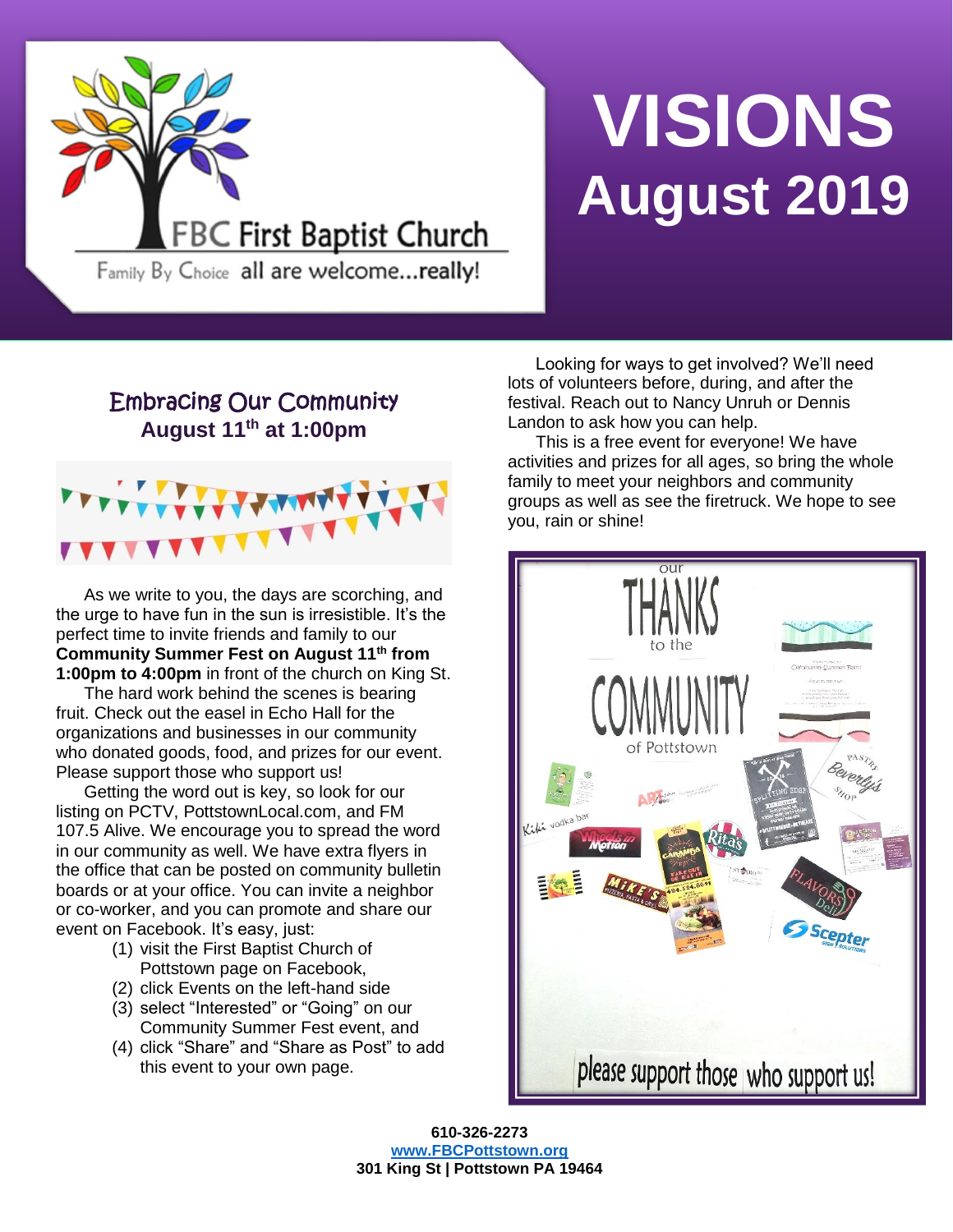FBC First Baptist Church

Family By Choice all are welcome...really!

# VISIONS
# August 2019

## Embracing Our Community
**August 11th at 1:00pm**

As we write to you, the days are scorching, and the urge to have fun in the sun is irresistible. It's the perfect time to invite friends and family to our **Community Summer Fest on August 11th from 1:00pm to 4:00pm** in front of the church on King St.

The hard work behind the scenes is bearing fruit. Check out the easel in Echo Hall for the organizations and businesses in our community who donated goods, food, and prizes for our event. Please support those who support us!

Getting the word out is key, so look for our listing on PCTV, PottstownLocal.com, and FM 107.5 Alive. We encourage you to spread the word in our community as well. We have extra flyers in the office that can be posted on community bulletin boards or at your office. You can invite a neighbor or co-worker, and you can promote and share our event on Facebook. It's easy, just:

(1) visit the First Baptist Church of Pottstown page on Facebook,
(2) click Events on the left-hand side
(3) select "Interested" or "Going" on our Community Summer Fest event, and
(4) click "Share" and "Share as Post" to add this event to your own page.

Looking for ways to get involved? We'll need lots of volunteers before, during, and after the festival. Reach out to Nancy Unruh or Dennis Landon to ask how you can help.

This is a free event for everyone! We have activities and prizes for all ages, so bring the whole family to meet your neighbors and community groups as well as see the firetruck. We hope to see you, rain or shine!

our THANKS to the COMMUNITY of Pottstown

please support those who support us!

**610-326-2273**
**www.FBCPottstown.org**
**301 King St | Pottstown PA 19464**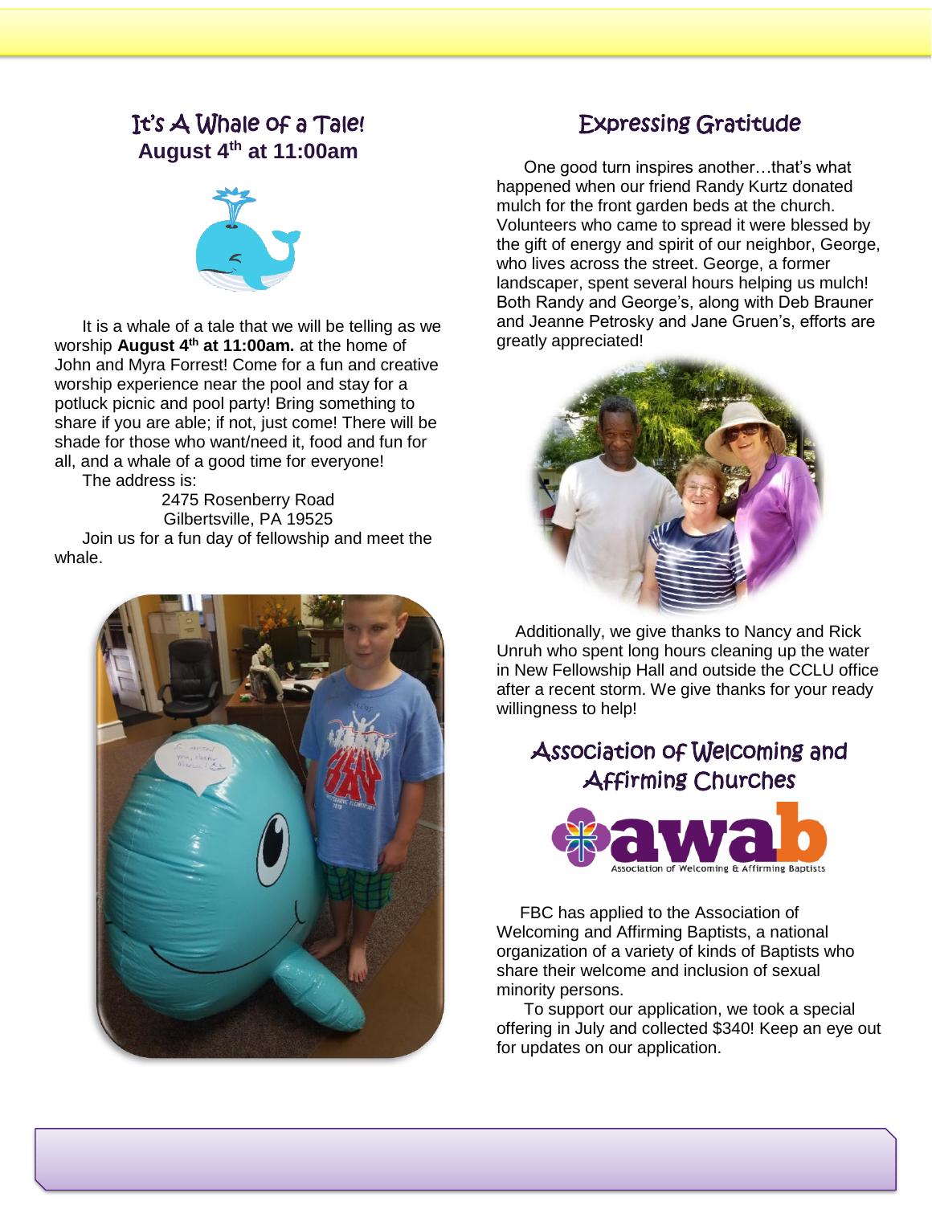## It's A Whale of a Tale!

**August 4th at 11:00am**

It is a whale of a tale that we will be telling as we worship **August 4th at 11:00am.** at the home of John and Myra Forrest! Come for a fun and creative worship experience near the pool and stay for a potluck picnic and pool party! Bring something to share if you are able; if not, just come! There will be shade for those who want/need it, food and fun for all, and a whale of a good time for everyone!

The address is:

2475 Rosenberry Road
Gilbertsville, PA 19525

Join us for a fun day of fellowship and meet the whale.

## Expressing Gratitude

One good turn inspires another…that's what happened when our friend Randy Kurtz donated mulch for the front garden beds at the church. Volunteers who came to spread it were blessed by the gift of energy and spirit of our neighbor, George, who lives across the street. George, a former landscaper, spent several hours helping us mulch! Both Randy and George's, along with Deb Brauner and Jeanne Petrosky and Jane Gruen's, efforts are greatly appreciated!

Additionally, we give thanks to Nancy and Rick Unruh who spent long hours cleaning up the water in New Fellowship Hall and outside the CCLU office after a recent storm. We give thanks for your ready willingness to help!

## Association of Welcoming and Affirming Churches

FBC has applied to the Association of Welcoming and Affirming Baptists, a national organization of a variety of kinds of Baptists who share their welcome and inclusion of sexual minority persons.

To support our application, we took a special offering in July and collected $340! Keep an eye out for updates on our application.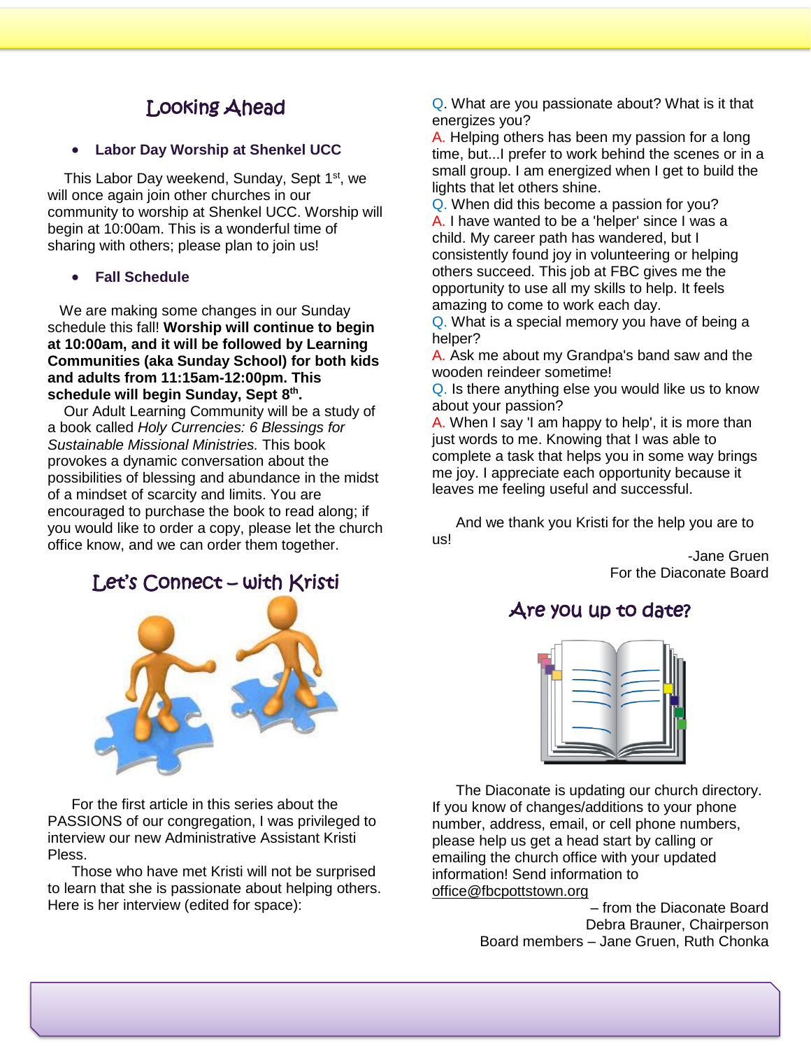## Looking Ahead

- **Labor Day Worship at Shenkel UCC**

This Labor Day weekend, Sunday, Sept 1st, we will once again join other churches in our community to worship at Shenkel UCC. Worship will begin at 10:00am. This is a wonderful time of sharing with others; please plan to join us!

- **Fall Schedule**

We are making some changes in our Sunday schedule this fall! **Worship will continue to begin at 10:00am, and it will be followed by Learning Communities (aka Sunday School) for both kids and adults from 11:15am-12:00pm. This schedule will begin Sunday, Sept 8th.**

Our Adult Learning Community will be a study of a book called *Holy Currencies: 6 Blessings for Sustainable Missional Ministries.* This book provokes a dynamic conversation about the possibilities of blessing and abundance in the midst of a mindset of scarcity and limits. You are encouraged to purchase the book to read along; if you would like to order a copy, please let the church office know, and we can order them together.

## Let's Connect – with Kristi

For the first article in this series about the PASSIONS of our congregation, I was privileged to interview our new Administrative Assistant Kristi Pless.

Those who have met Kristi will not be surprised to learn that she is passionate about helping others. Here is her interview (edited for space):

Q. What are you passionate about? What is it that energizes you?
A. Helping others has been my passion for a long time, but...I prefer to work behind the scenes or in a small group. I am energized when I get to build the lights that let others shine.
Q. When did this become a passion for you?
A. I have wanted to be a 'helper' since I was a child. My career path has wandered, but I consistently found joy in volunteering or helping others succeed. This job at FBC gives me the opportunity to use all my skills to help. It feels amazing to come to work each day.
Q. What is a special memory you have of being a helper?
A. Ask me about my Grandpa's band saw and the wooden reindeer sometime!
Q. Is there anything else you would like us to know about your passion?
A. When I say 'I am happy to help', it is more than just words to me. Knowing that I was able to complete a task that helps you in some way brings me joy. I appreciate each opportunity because it leaves me feeling useful and successful.

And we thank you Kristi for the help you are to us!

-Jane Gruen
For the Diaconate Board

## Are you up to date?

The Diaconate is updating our church directory. If you know of changes/additions to your phone number, address, email, or cell phone numbers, please help us get a head start by calling or emailing the church office with your updated information! Send information to office@fbcpottstown.org

– from the Diaconate Board
Debra Brauner, Chairperson
Board members – Jane Gruen, Ruth Chonka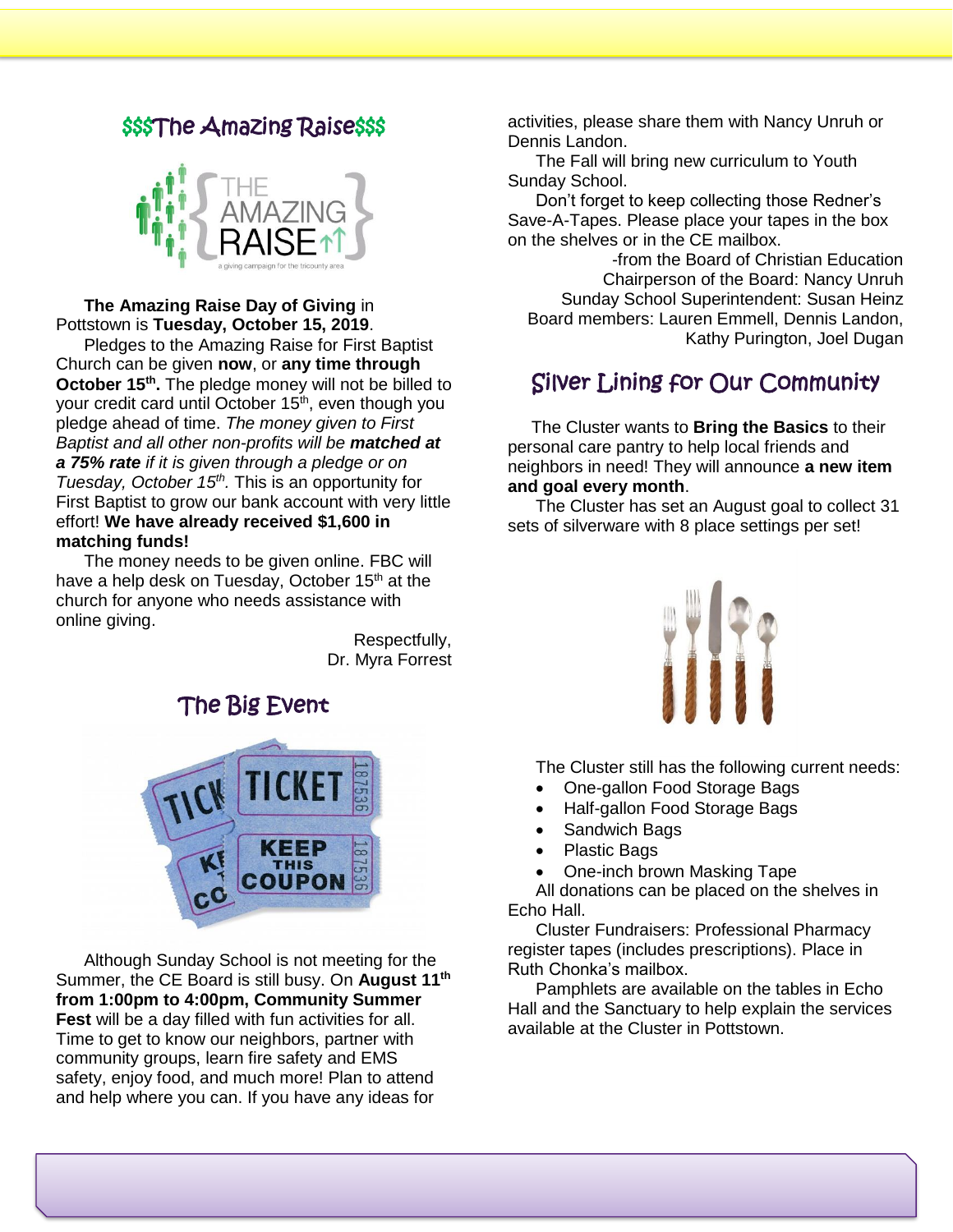## $$$The Amazing Raise$$$

**The Amazing Raise Day of Giving** in Pottstown is **Tuesday, October 15, 2019**.

Pledges to the Amazing Raise for First Baptist Church can be given **now**, or **any time through October 15th.** The pledge money will not be billed to your credit card until October 15th, even though you pledge ahead of time. *The money given to First Baptist and all other non-profits will be* ***matched at a 75% rate*** *if it is given through a pledge or on Tuesday, October 15th.* This is an opportunity for First Baptist to grow our bank account with very little effort! **We have already received $1,600 in matching funds!**

The money needs to be given online. FBC will have a help desk on Tuesday, October 15th at the church for anyone who needs assistance with online giving.

Respectfully,
Dr. Myra Forrest

## The Big Event

Although Sunday School is not meeting for the Summer, the CE Board is still busy. On **August 11th from 1:00pm to 4:00pm, Community Summer Fest** will be a day filled with fun activities for all. Time to get to know our neighbors, partner with community groups, learn fire safety and EMS safety, enjoy food, and much more! Plan to attend and help where you can. If you have any ideas for activities, please share them with Nancy Unruh or Dennis Landon.

The Fall will bring new curriculum to Youth Sunday School.

Don't forget to keep collecting those Redner's Save-A-Tapes. Please place your tapes in the box on the shelves or in the CE mailbox.

-from the Board of Christian Education
Chairperson of the Board: Nancy Unruh
Sunday School Superintendent: Susan Heinz
Board members: Lauren Emmell, Dennis Landon, Kathy Purington, Joel Dugan

## Silver Lining for Our Community

The Cluster wants to **Bring the Basics** to their personal care pantry to help local friends and neighbors in need! They will announce **a new item and goal every month**.

The Cluster has set an August goal to collect 31 sets of silverware with 8 place settings per set!

The Cluster still has the following current needs:

- One-gallon Food Storage Bags
- Half-gallon Food Storage Bags
- Sandwich Bags
- Plastic Bags
- One-inch brown Masking Tape

All donations can be placed on the shelves in Echo Hall.

Cluster Fundraisers: Professional Pharmacy register tapes (includes prescriptions). Place in Ruth Chonka's mailbox.

Pamphlets are available on the tables in Echo Hall and the Sanctuary to help explain the services available at the Cluster in Pottstown.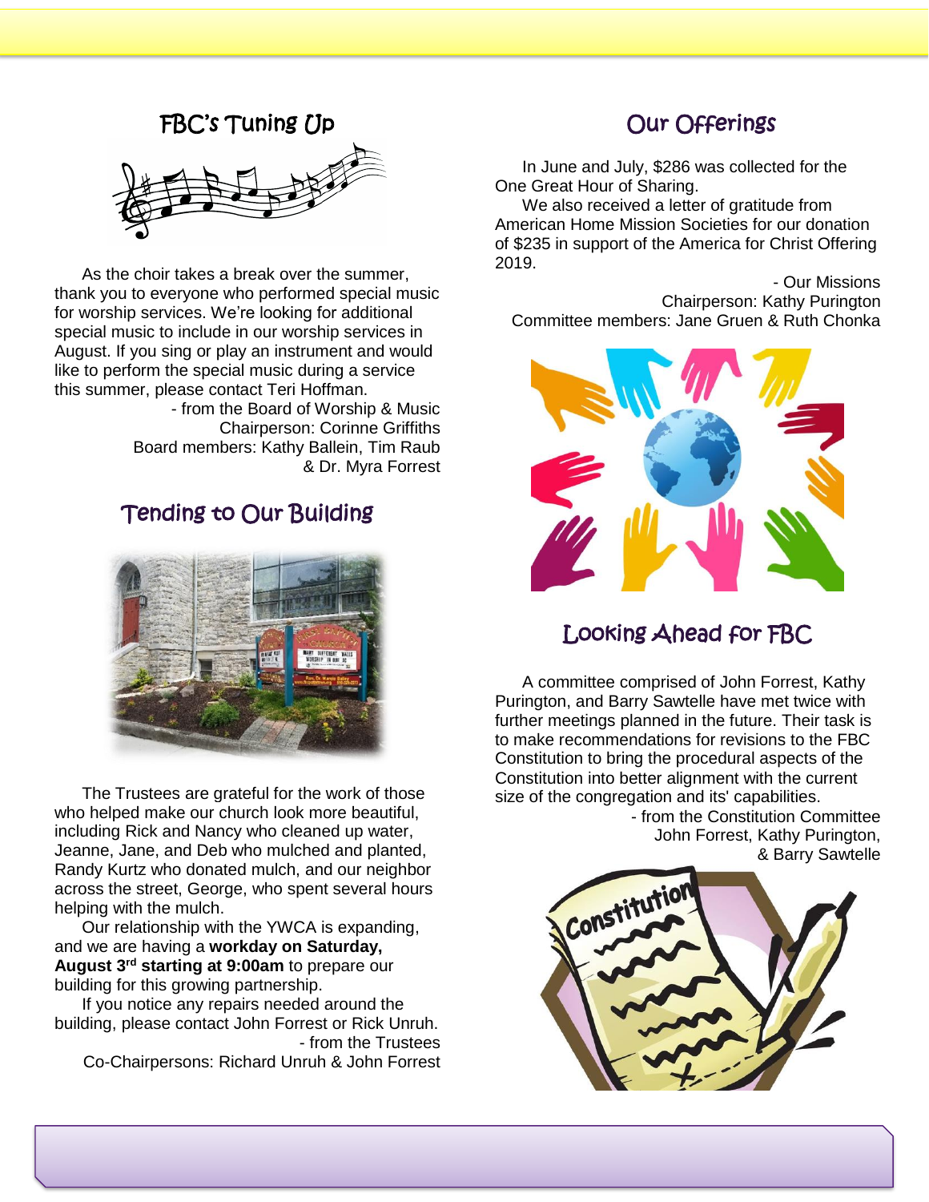## FBC's Tuning Up

As the choir takes a break over the summer, thank you to everyone who performed special music for worship services. We're looking for additional special music to include in our worship services in August. If you sing or play an instrument and would like to perform the special music during a service this summer, please contact Teri Hoffman.

- from the Board of Worship & Music
Chairperson: Corinne Griffiths
Board members: Kathy Ballein, Tim Raub & Dr. Myra Forrest

## Tending to Our Building

The Trustees are grateful for the work of those who helped make our church look more beautiful, including Rick and Nancy who cleaned up water, Jeanne, Jane, and Deb who mulched and planted, Randy Kurtz who donated mulch, and our neighbor across the street, George, who spent several hours helping with the mulch.

Our relationship with the YWCA is expanding, and we are having a **workday on Saturday, August 3rd starting at 9:00am** to prepare our building for this growing partnership.

If you notice any repairs needed around the building, please contact John Forrest or Rick Unruh.

- from the Trustees
Co-Chairpersons: Richard Unruh & John Forrest

## Our Offerings

In June and July, $286 was collected for the One Great Hour of Sharing.

We also received a letter of gratitude from American Home Mission Societies for our donation of $235 in support of the America for Christ Offering 2019.

- Our Missions
Chairperson: Kathy Purington
Committee members: Jane Gruen & Ruth Chonka

## Looking Ahead for FBC

A committee comprised of John Forrest, Kathy Purington, and Barry Sawtelle have met twice with further meetings planned in the future. Their task is to make recommendations for revisions to the FBC Constitution to bring the procedural aspects of the Constitution into better alignment with the current size of the congregation and its' capabilities.

- from the Constitution Committee
John Forrest, Kathy Purington, & Barry Sawtelle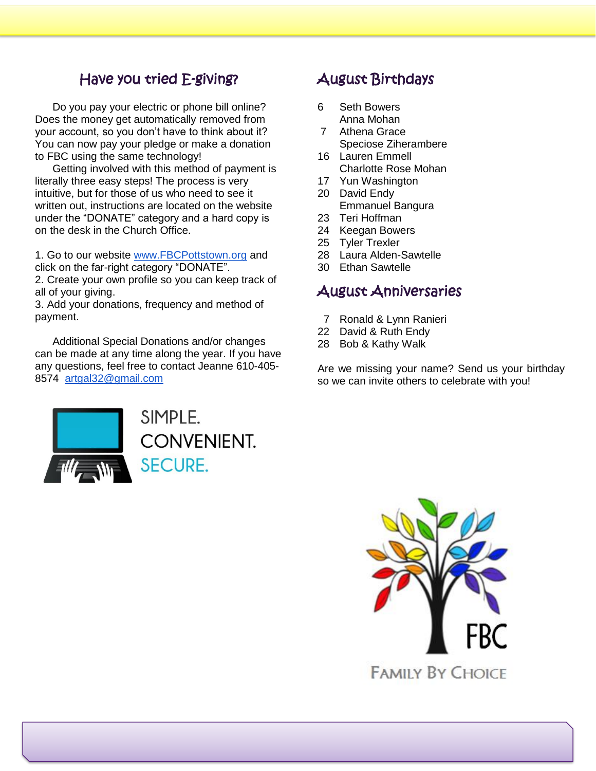## Have you tried E-giving?

Do you pay your electric or phone bill online? Does the money get automatically removed from your account, so you don't have to think about it? You can now pay your pledge or make a donation to FBC using the same technology!

Getting involved with this method of payment is literally three easy steps! The process is very intuitive, but for those of us who need to see it written out, instructions are located on the website under the "DONATE" category and a hard copy is on the desk in the Church Office.

1. Go to our website www.FBCPottstown.org and click on the far-right category "DONATE".
2. Create your own profile so you can keep track of all of your giving.
3. Add your donations, frequency and method of payment.

Additional Special Donations and/or changes can be made at any time along the year. If you have any questions, feel free to contact Jeanne 610-405-8574 artgal32@gmail.com

SIMPLE.
CONVENIENT.
SECURE.

## August Birthdays

6 Seth Bowers
Anna Mohan
7 Athena Grace
Speciose Ziherambere
16 Lauren Emmell
Charlotte Rose Mohan
17 Yun Washington
20 David Endy
Emmanuel Bangura
23 Teri Hoffman
24 Keegan Bowers
25 Tyler Trexler
28 Laura Alden-Sawtelle
30 Ethan Sawtelle

## August Anniversaries

7 Ronald & Lynn Ranieri
22 David & Ruth Endy
28 Bob & Kathy Walk

Are we missing your name? Send us your birthday so we can invite others to celebrate with you!

FBC
FAMILY BY CHOICE